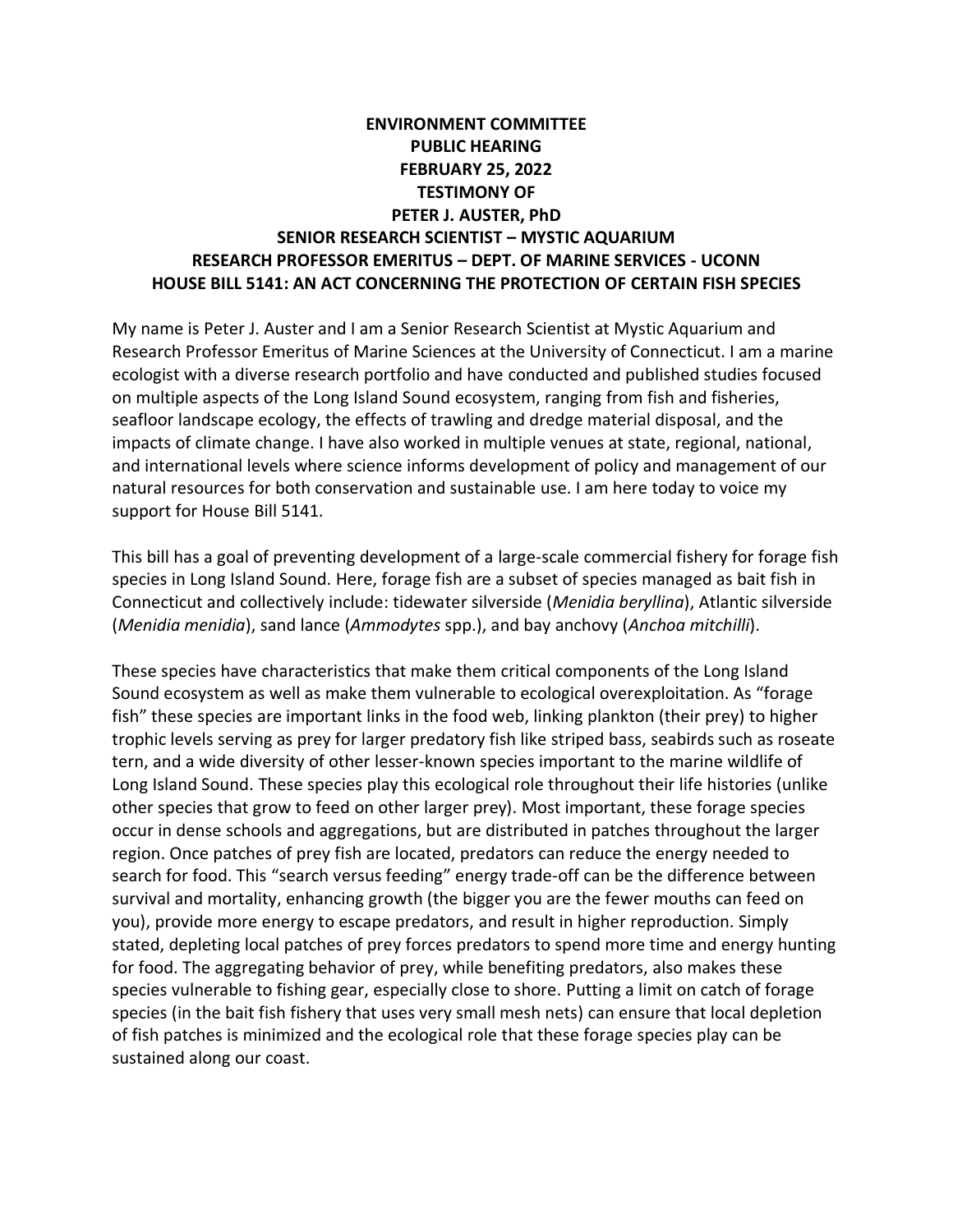**ENVIRONMENT COMMITTEE**
**PUBLIC HEARING**
**FEBRUARY 25, 2022**
**TESTIMONY OF**
**PETER J. AUSTER, PhD**
**SENIOR RESEARCH SCIENTIST – MYSTIC AQUARIUM**
**RESEARCH PROFESSOR EMERITUS – DEPT. OF MARINE SERVICES - UCONN**
**HOUSE BILL 5141: AN ACT CONCERNING THE PROTECTION OF CERTAIN FISH SPECIES**

My name is Peter J. Auster and I am a Senior Research Scientist at Mystic Aquarium and Research Professor Emeritus of Marine Sciences at the University of Connecticut. I am a marine ecologist with a diverse research portfolio and have conducted and published studies focused on multiple aspects of the Long Island Sound ecosystem, ranging from fish and fisheries, seafloor landscape ecology, the effects of trawling and dredge material disposal, and the impacts of climate change. I have also worked in multiple venues at state, regional, national, and international levels where science informs development of policy and management of our natural resources for both conservation and sustainable use. I am here today to voice my support for House Bill 5141.

This bill has a goal of preventing development of a large-scale commercial fishery for forage fish species in Long Island Sound. Here, forage fish are a subset of species managed as bait fish in Connecticut and collectively include: tidewater silverside (*Menidia beryllina*), Atlantic silverside (*Menidia menidia*), sand lance (*Ammodytes* spp.), and bay anchovy (*Anchoa mitchilli*).

These species have characteristics that make them critical components of the Long Island Sound ecosystem as well as make them vulnerable to ecological overexploitation. As "forage fish" these species are important links in the food web, linking plankton (their prey) to higher trophic levels serving as prey for larger predatory fish like striped bass, seabirds such as roseate tern, and a wide diversity of other lesser-known species important to the marine wildlife of Long Island Sound. These species play this ecological role throughout their life histories (unlike other species that grow to feed on other larger prey). Most important, these forage species occur in dense schools and aggregations, but are distributed in patches throughout the larger region. Once patches of prey fish are located, predators can reduce the energy needed to search for food. This "search versus feeding" energy trade-off can be the difference between survival and mortality, enhancing growth (the bigger you are the fewer mouths can feed on you), provide more energy to escape predators, and result in higher reproduction. Simply stated, depleting local patches of prey forces predators to spend more time and energy hunting for food. The aggregating behavior of prey, while benefiting predators, also makes these species vulnerable to fishing gear, especially close to shore. Putting a limit on catch of forage species (in the bait fish fishery that uses very small mesh nets) can ensure that local depletion of fish patches is minimized and the ecological role that these forage species play can be sustained along our coast.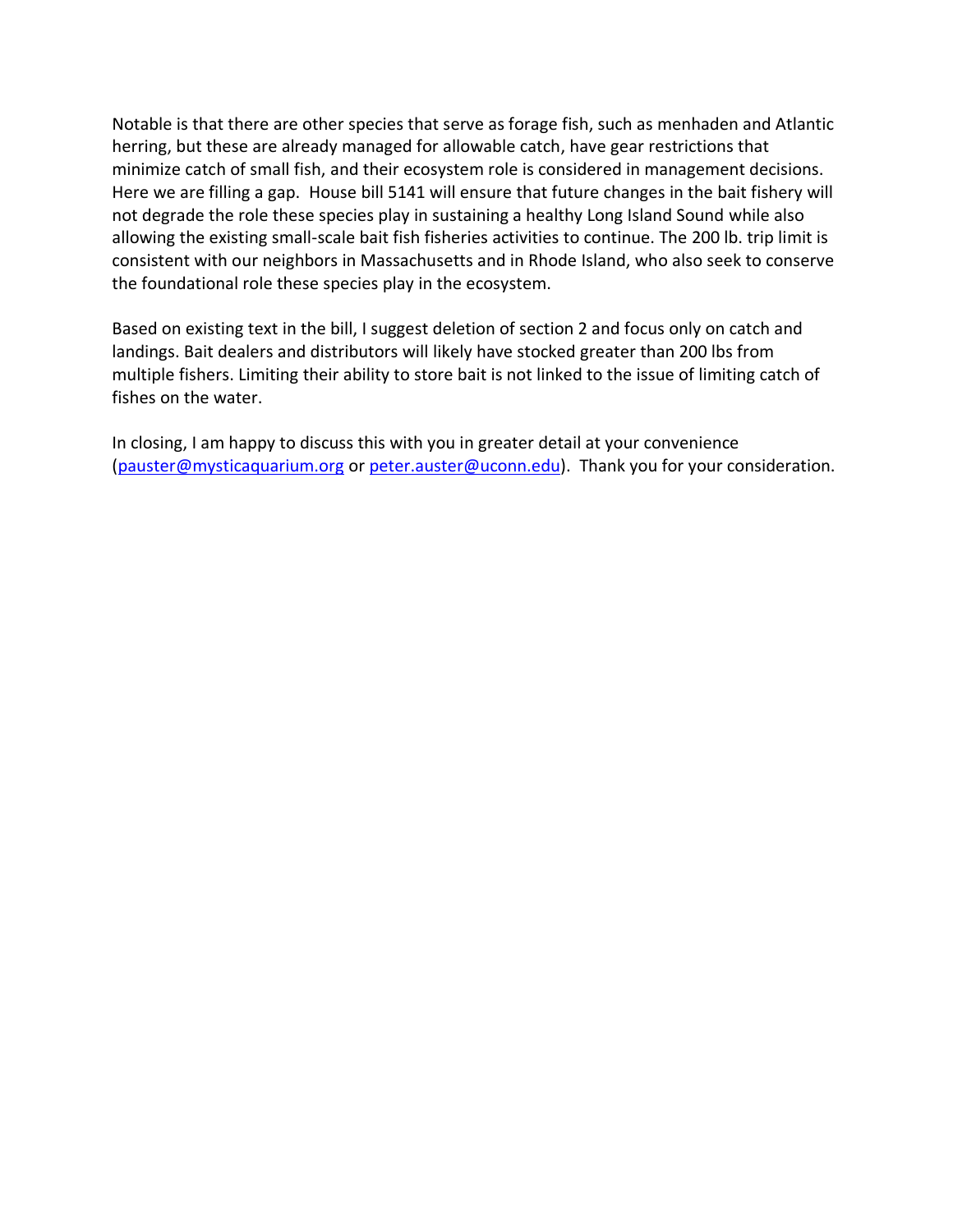Notable is that there are other species that serve as forage fish, such as menhaden and Atlantic herring, but these are already managed for allowable catch, have gear restrictions that minimize catch of small fish, and their ecosystem role is considered in management decisions. Here we are filling a gap. House bill 5141 will ensure that future changes in the bait fishery will not degrade the role these species play in sustaining a healthy Long Island Sound while also allowing the existing small-scale bait fish fisheries activities to continue. The 200 lb. trip limit is consistent with our neighbors in Massachusetts and in Rhode Island, who also seek to conserve the foundational role these species play in the ecosystem.

Based on existing text in the bill, I suggest deletion of section 2 and focus only on catch and landings. Bait dealers and distributors will likely have stocked greater than 200 lbs from multiple fishers. Limiting their ability to store bait is not linked to the issue of limiting catch of fishes on the water.

In closing, I am happy to discuss this with you in greater detail at your convenience (pauster@mysticaquarium.org or peter.auster@uconn.edu). Thank you for your consideration.